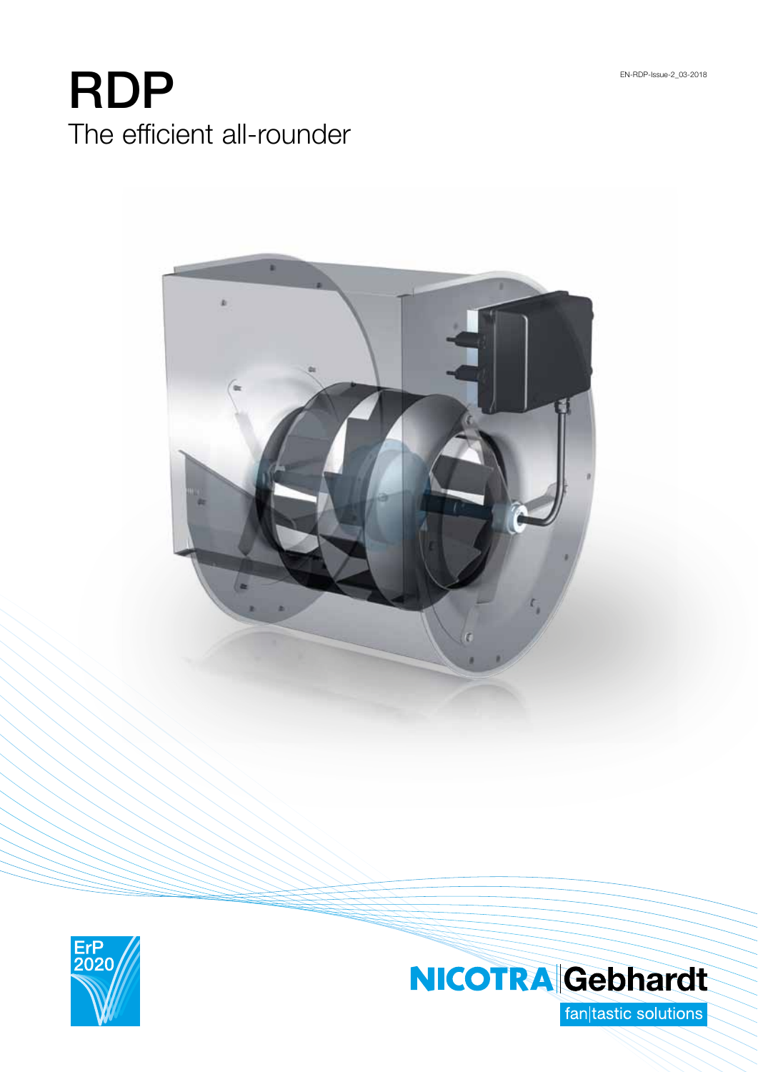EN-RDP-Issue-2_03-2018

# RDP

## The efficient all-rounder

ErP 2020

NICOTRA Gebhardt

fan|tastic solutions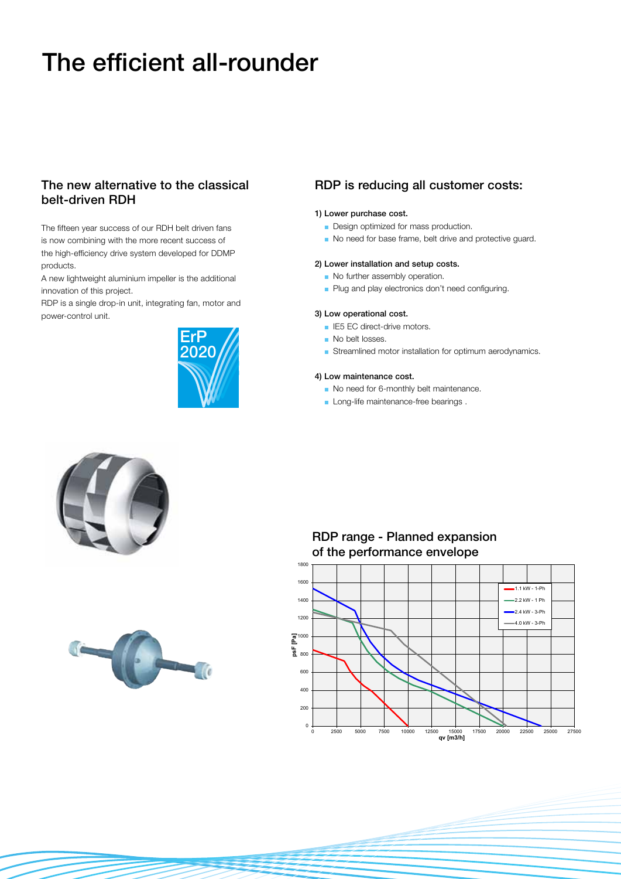# The efficient all-rounder

## The new alternative to the classical belt-driven RDH

The fifteen year success of our RDH belt driven fans is now combining with the more recent success of the high-efficiency drive system developed for DDMP products.

A new lightweight aluminium impeller is the additional innovation of this project.

RDP is a single drop-in unit, integrating fan, motor and power-control unit.

ErP 2020

## RDP is reducing all customer costs:

**1) Lower purchase cost.**

- Design optimized for mass production.
- No need for base frame, belt drive and protective guard.

**2) Lower installation and setup costs.**

- No further assembly operation.
- Plug and play electronics don't need configuring.

**3) Low operational cost.**

- IE5 EC direct-drive motors.
- No belt losses.
- Streamlined motor installation for optimum aerodynamics.

**4) Low maintenance cost.**

- No need for 6-monthly belt maintenance.
- Long-life maintenance-free bearings .

## RDP range - Planned expansion of the performance envelope

psF [Pa] vs qv [m3/h]

Legend: 1.1 kW - 1-Ph; 2.2 kW - 1 Ph; 2.4 kW - 3-Ph; 4.0 kW - 3-Ph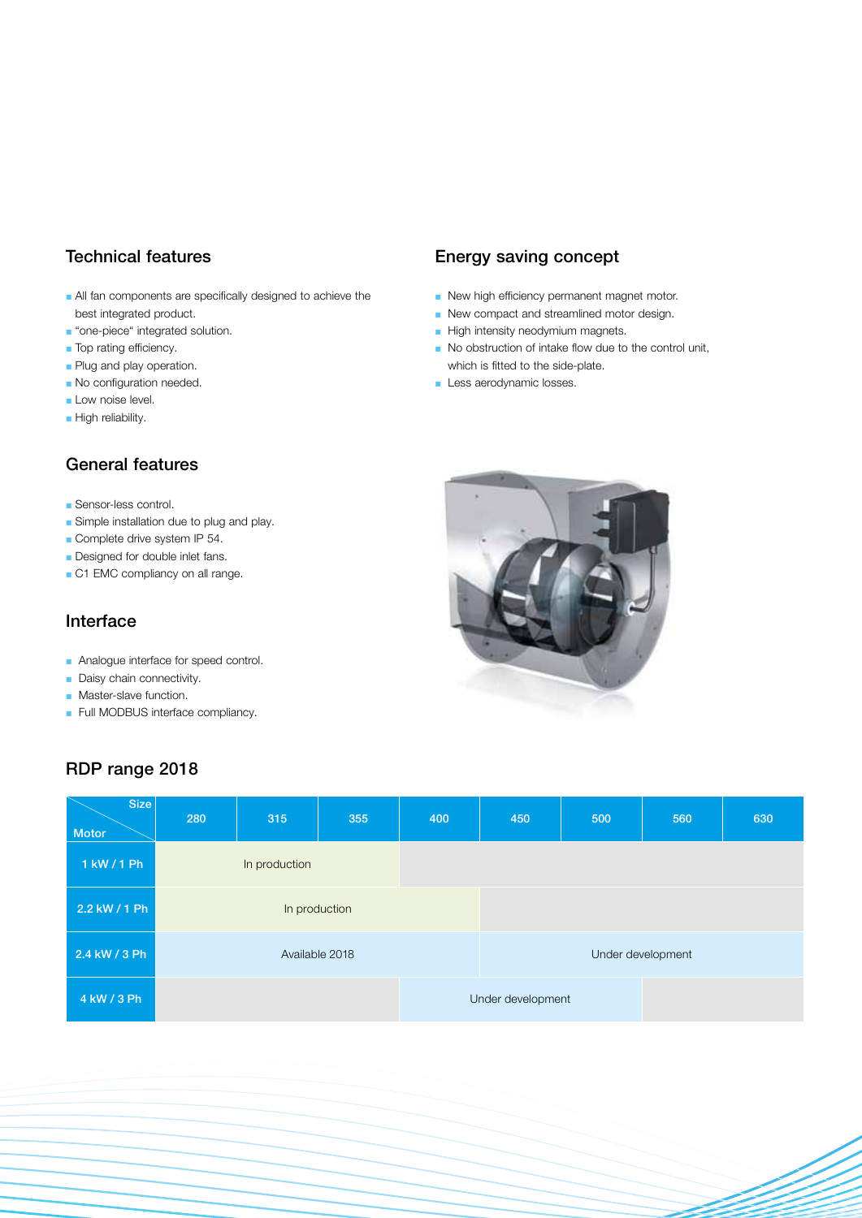## Technical features

- All fan components are specifically designed to achieve the best integrated product.
- "one-piece" integrated solution.
- Top rating efficiency.
- Plug and play operation.
- No configuration needed.
- Low noise level.
- High reliability.

## General features

- Sensor-less control.
- Simple installation due to plug and play.
- Complete drive system IP 54.
- Designed for double inlet fans.
- C1 EMC compliancy on all range.

## Interface

- Analogue interface for speed control.
- Daisy chain connectivity.
- Master-slave function.
- Full MODBUS interface compliancy.

## Energy saving concept

- New high efficiency permanent magnet motor.
- New compact and streamlined motor design.
- High intensity neodymium magnets.
- No obstruction of intake flow due to the control unit, which is fitted to the side-plate.
- Less aerodynamic losses.

## RDP range 2018

| Motor \ Size | 280 | 315 | 355 | 400 | 450 | 500 | 560 | 630 |
|---|---|---|---|---|---|---|---|---|
| 1 kW / 1 Ph | In production | | | | | | | |
| 2.2 kW / 1 Ph | In production | | | | | | | |
| 2.4 kW / 3 Ph | Available 2018 | | | | Under development | | | |
| 4 kW / 3 Ph | | | | Under development | | | | |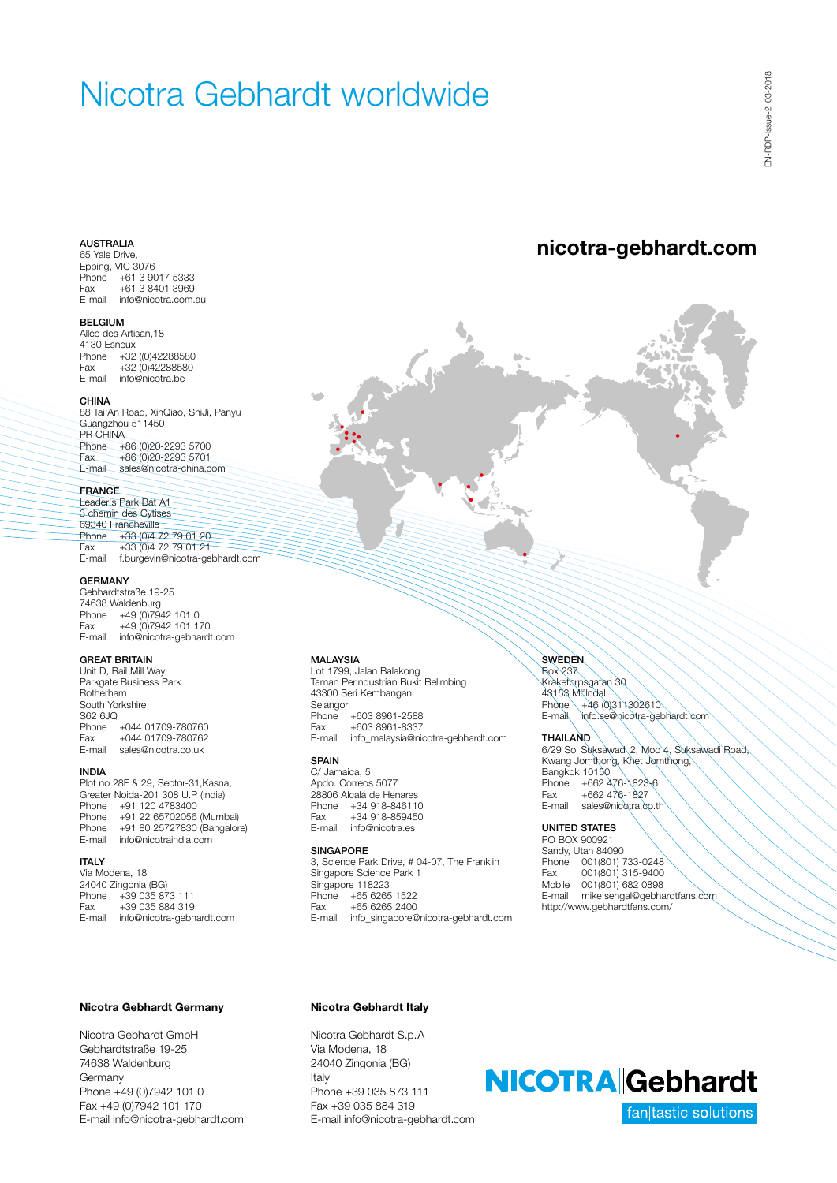# Nicotra Gebhardt worldwide

EN-RDP-Issue-2_03-2018

**nicotra-gebhardt.com**

**AUSTRALIA**
65 Yale Drive,
Epping, VIC 3076
Phone +61 3 9017 5333
Fax +61 3 8401 3969
E-mail info@nicotra.com.au

**BELGIUM**
Allée des Artisan,18
4130 Esneux
Phone +32 ((0)42288580
Fax +32 (0)42288580
E-mail info@nicotra.be

**CHINA**
88 Tai'An Road, XinQiao, ShiJi, Panyu
Guangzhou 511450
PR CHINA
Phone +86 (0)20-2293 5700
Fax +86 (0)20-2293 5701
E-mail sales@nicotra-china.com

**FRANCE**
Leader's Park Bat A1
3 chemin des Cytises
69340 Francheville
Phone +33 (0)4 72 79 01 20
Fax +33 (0)4 72 79 01 21
E-mail f.burgevin@nicotra-gebhardt.com

**GERMANY**
Gebhardtstraße 19-25
74638 Waldenburg
Phone +49 (0)7942 101 0
Fax +49 (0)7942 101 170
E-mail info@nicotra-gebhardt.com

**GREAT BRITAIN**
Unit D, Rail Mill Way
Parkgate Business Park
Rotherham
South Yorkshire
S62 6JQ
Phone +044 01709-780760
Fax +044 01709-780762
E-mail sales@nicotra.co.uk

**INDIA**
Plot no 28F & 29, Sector-31,Kasna,
Greater Noida-201 308 U.P (India)
Phone +91 120 4783400
Phone +91 22 65702056 (Mumbai)
Phone +91 80 25727830 (Bangalore)
E-mail info@nicotraindia.com

**ITALY**
Via Modena, 18
24040 Zingonia (BG)
Phone +39 035 873 111
Fax +39 035 884 319
E-mail info@nicotra-gebhardt.com

**MALAYSIA**
Lot 1799, Jalan Balakong
Taman Perindustrian Bukit Belimbing
43300 Seri Kembangan
Selangor
Phone +603 8961-2588
Fax +603 8961-8337
E-mail info_malaysia@nicotra-gebhardt.com

**SPAIN**
C/ Jamaica, 5
Apdo. Correos 5077
28806 Alcalá de Henares
Phone +34 918-846110
Fax +34 918-859450
E-mail info@nicotra.es

**SINGAPORE**
3, Science Park Drive, # 04-07, The Franklin
Singapore Science Park 1
Singapore 118223
Phone +65 6265 1522
Fax +65 6265 2400
E-mail info_singapore@nicotra-gebhardt.com

**SWEDEN**
Box 237
Kraketorpsgatan 30
43153 Mölndal
Phone +46 (0)311302610
E-mail info.se@nicotra-gebhardt.com

**THAILAND**
6/29 Soi Suksawadi 2, Moo 4, Suksawadi Road,
Kwang Jomthong, Khet Jomthong,
Bangkok 10150
Phone +662 476-1823-6
Fax +662 476-1827
E-mail sales@nicotra.co.th

**UNITED STATES**
PO BOX 900921
Sandy, Utah 84090
Phone 001(801) 733-0248
Fax 001(801) 315-9400
Mobile 001(801) 682 0898
E-mail mike.sehgal@gebhardtfans.com
http://www.gebhardtfans.com/

**Nicotra Gebhardt Germany**

Nicotra Gebhardt GmbH
Gebhardtstraße 19-25
74638 Waldenburg
Germany
Phone +49 (0)7942 101 0
Fax +49 (0)7942 101 170
E-mail info@nicotra-gebhardt.com

**Nicotra Gebhardt Italy**

Nicotra Gebhardt S.p.A
Via Modena, 18
24040 Zingonia (BG)
Italy
Phone +39 035 873 111
Fax +39 035 884 319
E-mail info@nicotra-gebhardt.com

NICOTRA Gebhardt
fan|tastic solutions